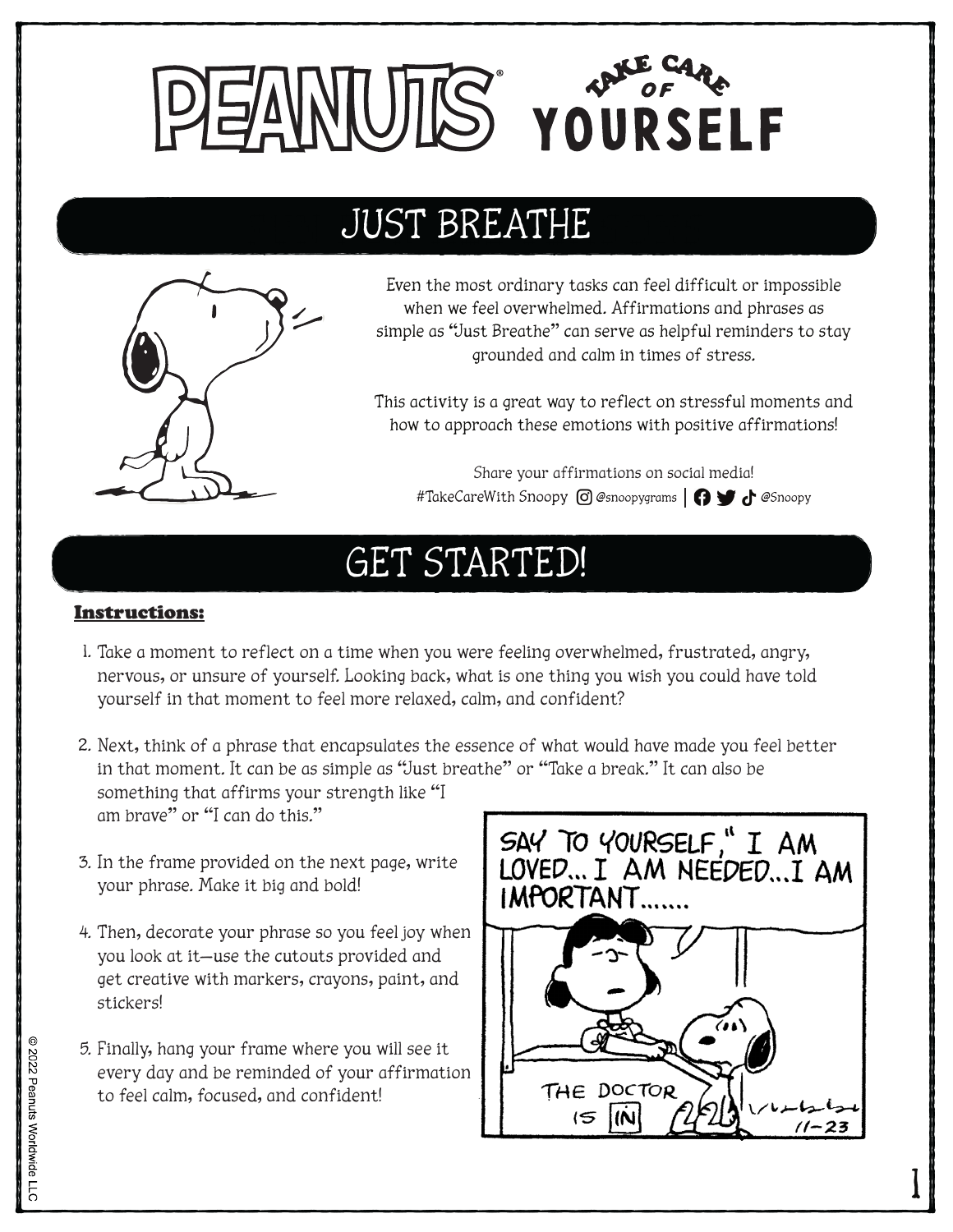# PEANUTS® TAKE CARE OF YOURSELF

## JUST BREATHE

Even the most ordinary tasks can feel difficult or impossible when we feel overwhelmed. Affirmations and phrases as simple as "Just Breathe" can serve as helpful reminders to stay grounded and calm in times of stress.

This activity is a great way to reflect on stressful moments and how to approach these emotions with positive affirmations!

Share your affirmations on social media!
#TakeCareWith Snoopy @snoopygrams | @Snoopy

## GET STARTED!

**Instructions:**

1. Take a moment to reflect on a time when you were feeling overwhelmed, frustrated, angry, nervous, or unsure of yourself. Looking back, what is one thing you wish you could have told yourself in that moment to feel more relaxed, calm, and confident?
2. Next, think of a phrase that encapsulates the essence of what would have made you feel better in that moment. It can be as simple as "Just breathe" or "Take a break." It can also be something that affirms your strength like "I am brave" or "I can do this."
3. In the frame provided on the next page, write your phrase. Make it big and bold!
4. Then, decorate your phrase so you feel joy when you look at it—use the cutouts provided and get creative with markers, crayons, paint, and stickers!
5. Finally, hang your frame where you will see it every day and be reminded of your affirmation to feel calm, focused, and confident!

SAY TO YOURSELF, "I AM LOVED... I AM NEEDED... I AM IMPORTANT......

THE DOCTOR IS IN

© 2022 Peanuts Worldwide LLC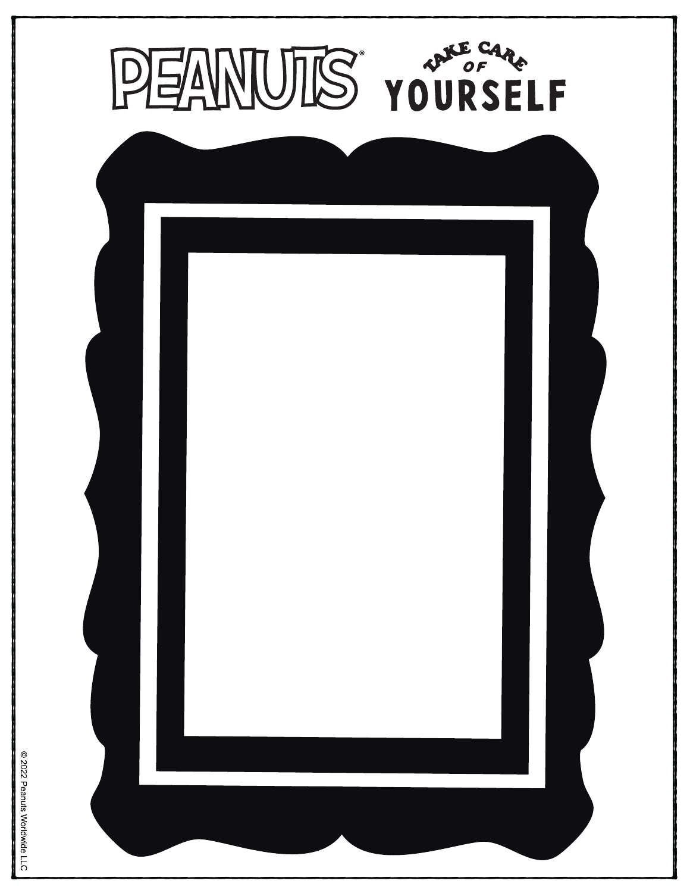PEANUTS® TAKE CARE OF YOURSELF

© 2022 Peanuts Worldwide LLC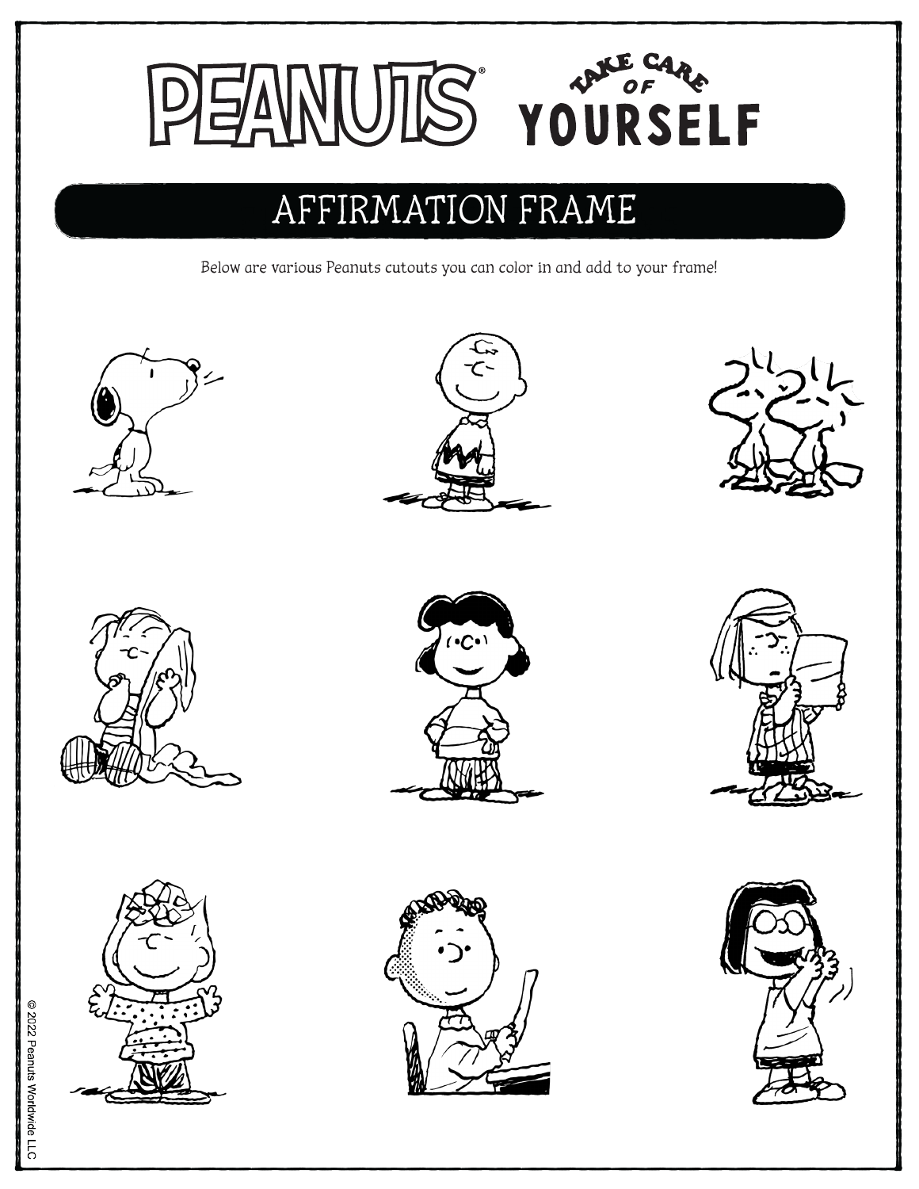# PEANUTS® TAKE CARE OF YOURSELF

## AFFIRMATION FRAME

Below are various Peanuts cutouts you can color in and add to your frame!

© 2022 Peanuts Worldwide LLC